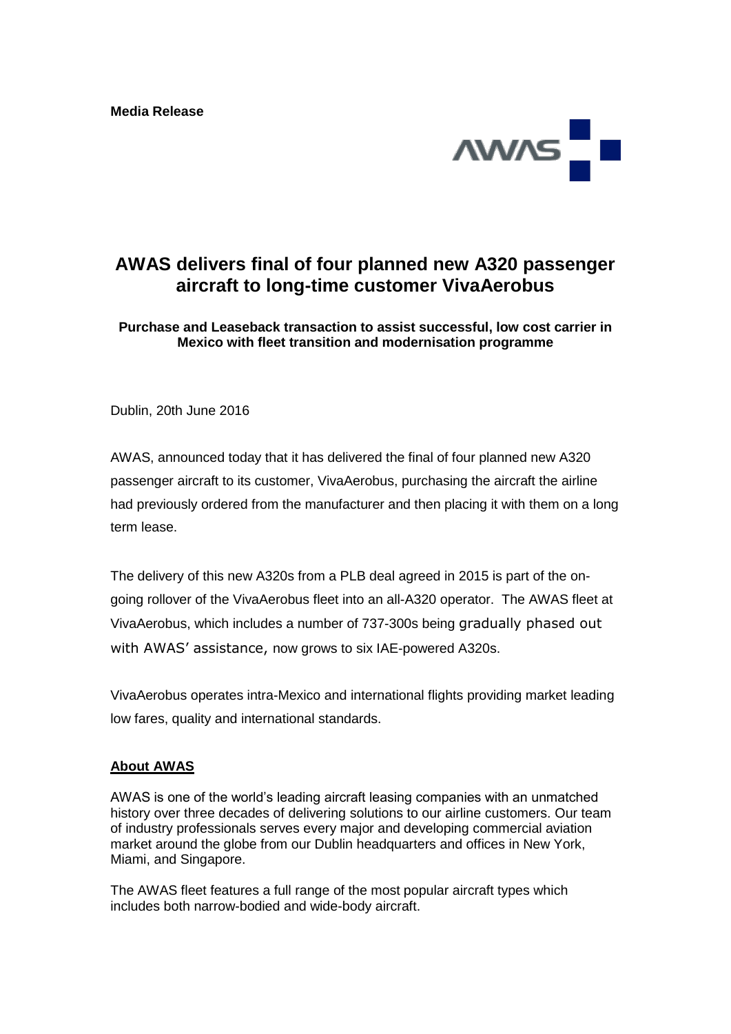**Media Release**

# AWAS delivers final of four planned new A320 passenger aircraft to long-time customer VivaAerobus

### Purchase and Leaseback transaction to assist successful, low cost carrier in Mexico with fleet transition and modernisation programme

Dublin, 20th June 2016

AWAS, announced today that it has delivered the final of four planned new A320 passenger aircraft to its customer, VivaAerobus, purchasing the aircraft the airline had previously ordered from the manufacturer and then placing it with them on a long term lease.

The delivery of this new A320s from a PLB deal agreed in 2015 is part of the on-going rollover of the VivaAerobus fleet into an all-A320 operator. The AWAS fleet at VivaAerobus, which includes a number of 737-300s being gradually phased out with AWAS' assistance, now grows to six IAE-powered A320s.

VivaAerobus operates intra-Mexico and international flights providing market leading low fares, quality and international standards.

## About AWAS

AWAS is one of the world's leading aircraft leasing companies with an unmatched history over three decades of delivering solutions to our airline customers. Our team of industry professionals serves every major and developing commercial aviation market around the globe from our Dublin headquarters and offices in New York, Miami, and Singapore.

The AWAS fleet features a full range of the most popular aircraft types which includes both narrow-bodied and wide-body aircraft.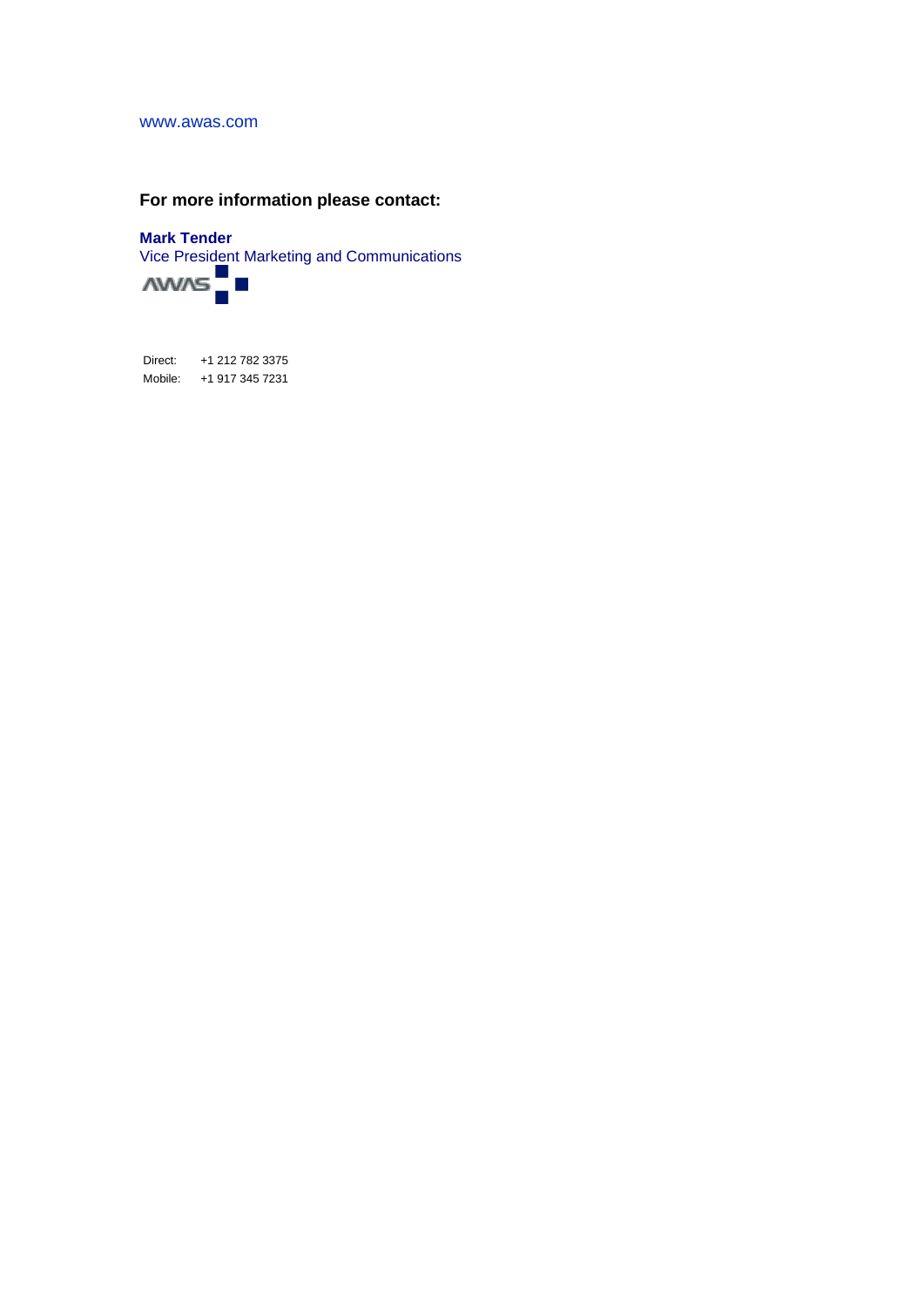www.awas.com

**For more information please contact:**

**Mark Tender**
Vice President Marketing and Communications

AWAS

Direct: +1 212 782 3375
Mobile: +1 917 345 7231